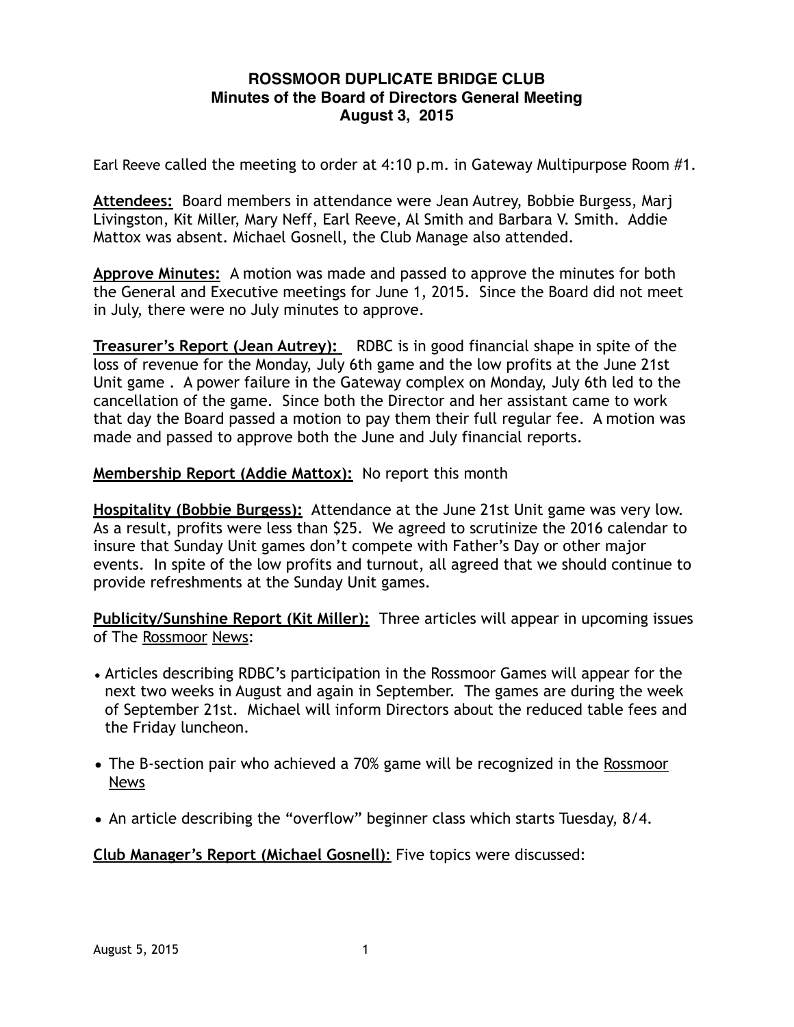# ROSSMOOR DUPLICATE BRIDGE CLUB
## Minutes of the Board of Directors General Meeting
## August 3, 2015

Earl Reeve called the meeting to order at 4:10 p.m. in Gateway Multipurpose Room #1.

**Attendees:** Board members in attendance were Jean Autrey, Bobbie Burgess, Marj Livingston, Kit Miller, Mary Neff, Earl Reeve, Al Smith and Barbara V. Smith. Addie Mattox was absent. Michael Gosnell, the Club Manage also attended.

**Approve Minutes:** A motion was made and passed to approve the minutes for both the General and Executive meetings for June 1, 2015. Since the Board did not meet in July, there were no July minutes to approve.

**Treasurer's Report (Jean Autrey):** RDBC is in good financial shape in spite of the loss of revenue for the Monday, July 6th game and the low profits at the June 21st Unit game . A power failure in the Gateway complex on Monday, July 6th led to the cancellation of the game. Since both the Director and her assistant came to work that day the Board passed a motion to pay them their full regular fee. A motion was made and passed to approve both the June and July financial reports.

**Membership Report (Addie Mattox):** No report this month

**Hospitality (Bobbie Burgess):** Attendance at the June 21st Unit game was very low. As a result, profits were less than $25. We agreed to scrutinize the 2016 calendar to insure that Sunday Unit games don't compete with Father's Day or other major events. In spite of the low profits and turnout, all agreed that we should continue to provide refreshments at the Sunday Unit games.

**Publicity/Sunshine Report (Kit Miller):** Three articles will appear in upcoming issues of The Rossmoor News:

- Articles describing RDBC's participation in the Rossmoor Games will appear for the next two weeks in August and again in September. The games are during the week of September 21st. Michael will inform Directors about the reduced table fees and the Friday luncheon.
- The B-section pair who achieved a 70% game will be recognized in the Rossmoor News
- An article describing the "overflow" beginner class which starts Tuesday, 8/4.

**Club Manager's Report (Michael Gosnell):** Five topics were discussed: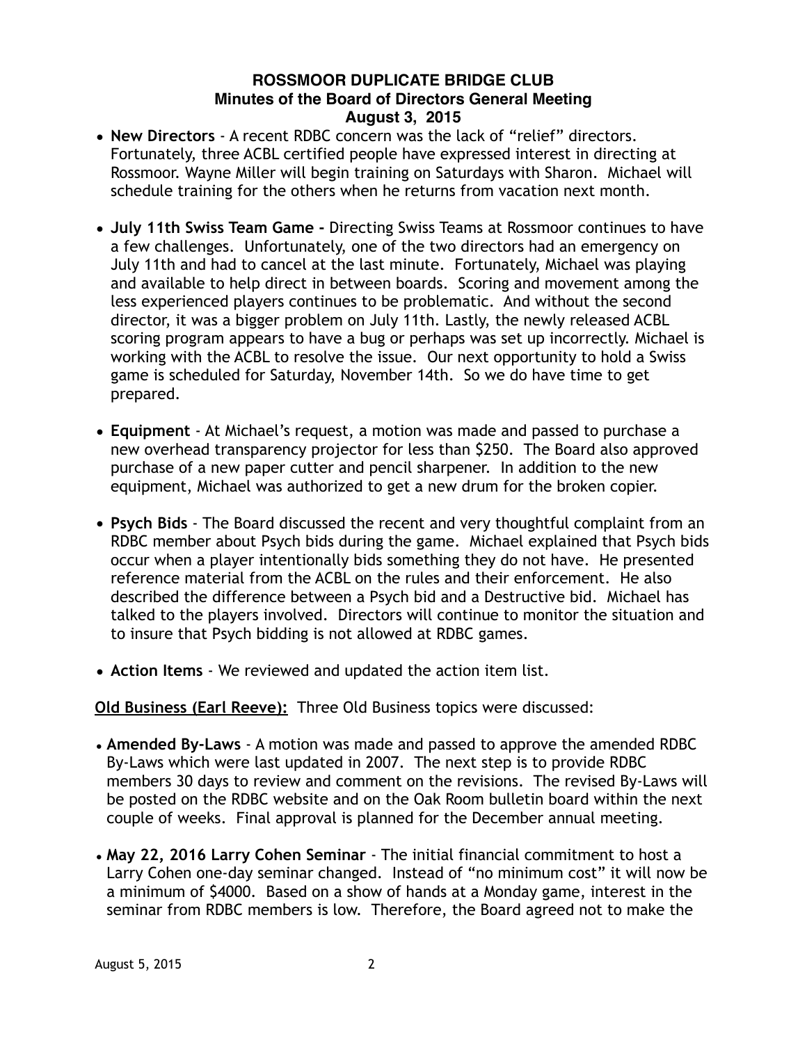**ROSSMOOR DUPLICATE BRIDGE CLUB**
**Minutes of the Board of Directors General Meeting**
**August 3, 2015**

- **New Directors** - A recent RDBC concern was the lack of "relief" directors. Fortunately, three ACBL certified people have expressed interest in directing at Rossmoor. Wayne Miller will begin training on Saturdays with Sharon. Michael will schedule training for the others when he returns from vacation next month.

- **July 11th Swiss Team Game -** Directing Swiss Teams at Rossmoor continues to have a few challenges. Unfortunately, one of the two directors had an emergency on July 11th and had to cancel at the last minute. Fortunately, Michael was playing and available to help direct in between boards. Scoring and movement among the less experienced players continues to be problematic. And without the second director, it was a bigger problem on July 11th. Lastly, the newly released ACBL scoring program appears to have a bug or perhaps was set up incorrectly. Michael is working with the ACBL to resolve the issue. Our next opportunity to hold a Swiss game is scheduled for Saturday, November 14th. So we do have time to get prepared.

- **Equipment** - At Michael's request, a motion was made and passed to purchase a new overhead transparency projector for less than $250. The Board also approved purchase of a new paper cutter and pencil sharpener. In addition to the new equipment, Michael was authorized to get a new drum for the broken copier.

- **Psych Bids** - The Board discussed the recent and very thoughtful complaint from an RDBC member about Psych bids during the game. Michael explained that Psych bids occur when a player intentionally bids something they do not have. He presented reference material from the ACBL on the rules and their enforcement. He also described the difference between a Psych bid and a Destructive bid. Michael has talked to the players involved. Directors will continue to monitor the situation and to insure that Psych bidding is not allowed at RDBC games.

- **Action Items** - We reviewed and updated the action item list.

**Old Business (Earl Reeve):** Three Old Business topics were discussed:

- **Amended By-Laws** - A motion was made and passed to approve the amended RDBC By-Laws which were last updated in 2007. The next step is to provide RDBC members 30 days to review and comment on the revisions. The revised By-Laws will be posted on the RDBC website and on the Oak Room bulletin board within the next couple of weeks. Final approval is planned for the December annual meeting.

- **May 22, 2016 Larry Cohen Seminar** - The initial financial commitment to host a Larry Cohen one-day seminar changed. Instead of "no minimum cost" it will now be a minimum of $4000. Based on a show of hands at a Monday game, interest in the seminar from RDBC members is low. Therefore, the Board agreed not to make the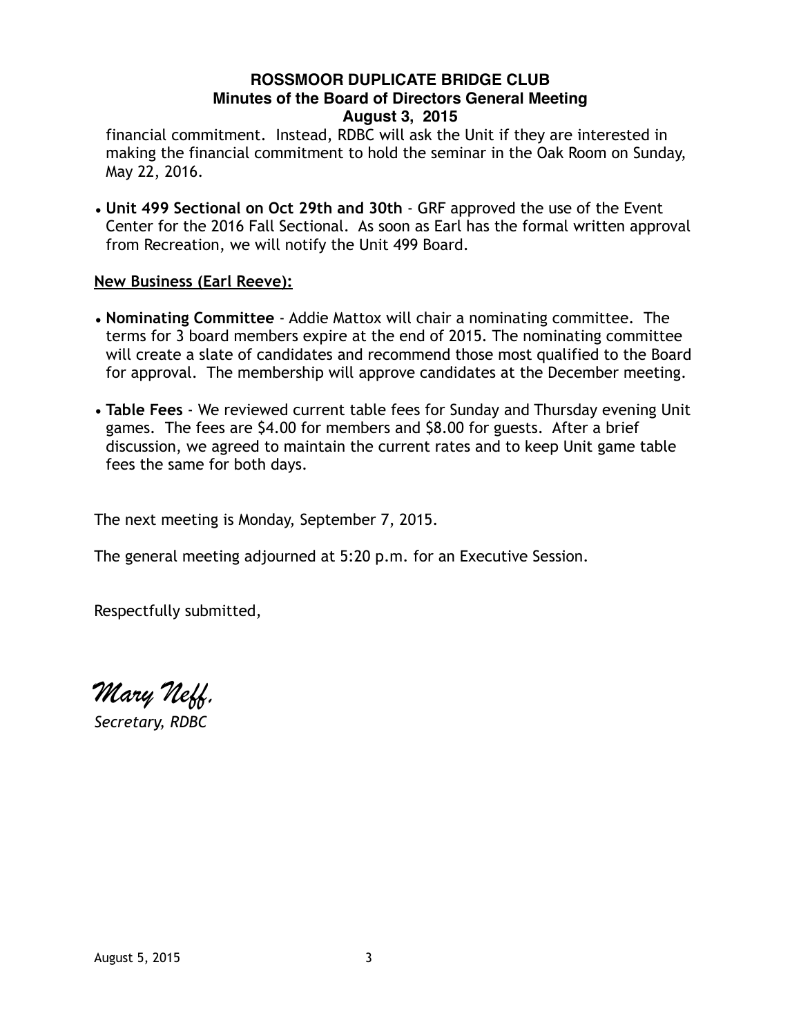financial commitment. Instead, RDBC will ask the Unit if they are interested in making the financial commitment to hold the seminar in the Oak Room on Sunday, May 22, 2016.

- **Unit 499 Sectional on Oct 29th and 30th** - GRF approved the use of the Event Center for the 2016 Fall Sectional. As soon as Earl has the formal written approval from Recreation, we will notify the Unit 499 Board.

**New Business (Earl Reeve):**

- **Nominating Committee** - Addie Mattox will chair a nominating committee. The terms for 3 board members expire at the end of 2015. The nominating committee will create a slate of candidates and recommend those most qualified to the Board for approval. The membership will approve candidates at the December meeting.

- **Table Fees** - We reviewed current table fees for Sunday and Thursday evening Unit games. The fees are $4.00 for members and $8.00 for guests. After a brief discussion, we agreed to maintain the current rates and to keep Unit game table fees the same for both days.

The next meeting is Monday, September 7, 2015.

The general meeting adjourned at 5:20 p.m. for an Executive Session.

Respectfully submitted,

*Mary Neff,*
*Secretary, RDBC*